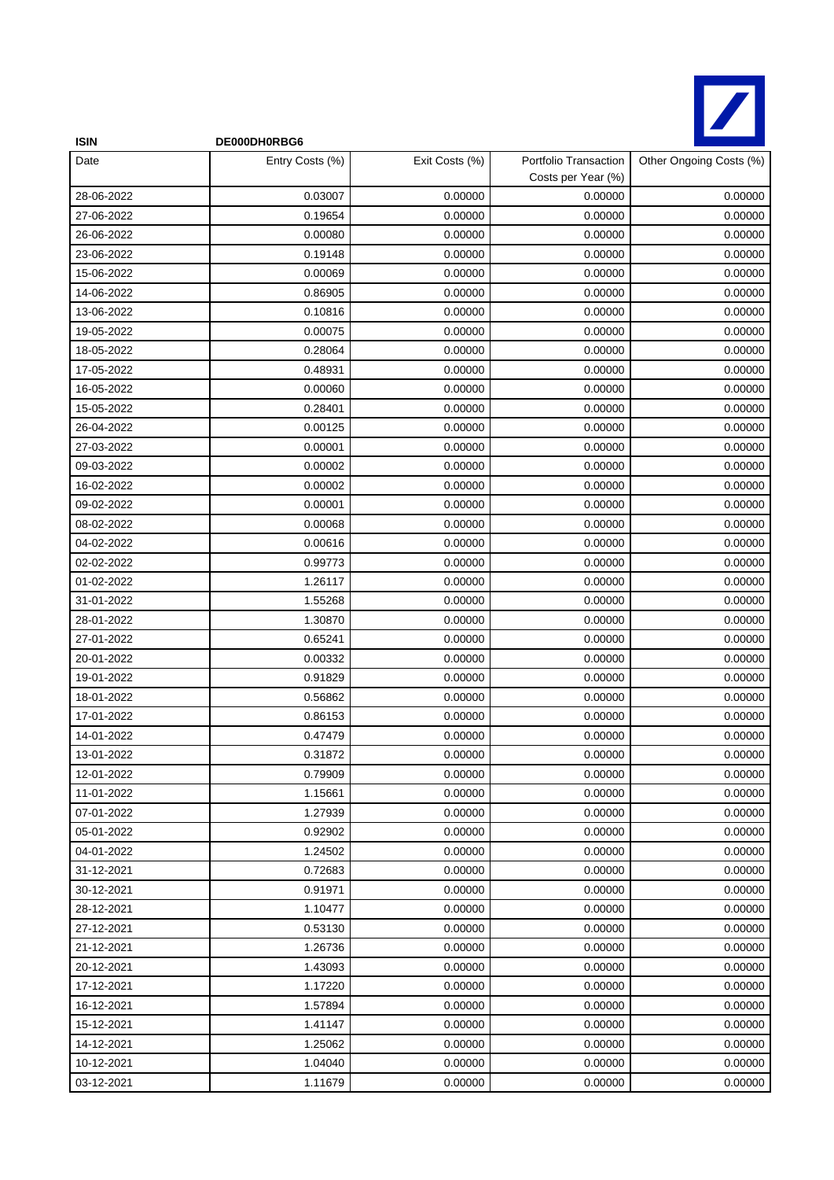**ISIN** DE000DH0RBG6

| Date | Entry Costs (%) | Exit Costs (%) | Portfolio Transaction Costs per Year (%) | Other Ongoing Costs (%) |
|---|---|---|---|---|
| 28-06-2022 | 0.03007 | 0.00000 | 0.00000 | 0.00000 |
| 27-06-2022 | 0.19654 | 0.00000 | 0.00000 | 0.00000 |
| 26-06-2022 | 0.00080 | 0.00000 | 0.00000 | 0.00000 |
| 23-06-2022 | 0.19148 | 0.00000 | 0.00000 | 0.00000 |
| 15-06-2022 | 0.00069 | 0.00000 | 0.00000 | 0.00000 |
| 14-06-2022 | 0.86905 | 0.00000 | 0.00000 | 0.00000 |
| 13-06-2022 | 0.10816 | 0.00000 | 0.00000 | 0.00000 |
| 19-05-2022 | 0.00075 | 0.00000 | 0.00000 | 0.00000 |
| 18-05-2022 | 0.28064 | 0.00000 | 0.00000 | 0.00000 |
| 17-05-2022 | 0.48931 | 0.00000 | 0.00000 | 0.00000 |
| 16-05-2022 | 0.00060 | 0.00000 | 0.00000 | 0.00000 |
| 15-05-2022 | 0.28401 | 0.00000 | 0.00000 | 0.00000 |
| 26-04-2022 | 0.00125 | 0.00000 | 0.00000 | 0.00000 |
| 27-03-2022 | 0.00001 | 0.00000 | 0.00000 | 0.00000 |
| 09-03-2022 | 0.00002 | 0.00000 | 0.00000 | 0.00000 |
| 16-02-2022 | 0.00002 | 0.00000 | 0.00000 | 0.00000 |
| 09-02-2022 | 0.00001 | 0.00000 | 0.00000 | 0.00000 |
| 08-02-2022 | 0.00068 | 0.00000 | 0.00000 | 0.00000 |
| 04-02-2022 | 0.00616 | 0.00000 | 0.00000 | 0.00000 |
| 02-02-2022 | 0.99773 | 0.00000 | 0.00000 | 0.00000 |
| 01-02-2022 | 1.26117 | 0.00000 | 0.00000 | 0.00000 |
| 31-01-2022 | 1.55268 | 0.00000 | 0.00000 | 0.00000 |
| 28-01-2022 | 1.30870 | 0.00000 | 0.00000 | 0.00000 |
| 27-01-2022 | 0.65241 | 0.00000 | 0.00000 | 0.00000 |
| 20-01-2022 | 0.00332 | 0.00000 | 0.00000 | 0.00000 |
| 19-01-2022 | 0.91829 | 0.00000 | 0.00000 | 0.00000 |
| 18-01-2022 | 0.56862 | 0.00000 | 0.00000 | 0.00000 |
| 17-01-2022 | 0.86153 | 0.00000 | 0.00000 | 0.00000 |
| 14-01-2022 | 0.47479 | 0.00000 | 0.00000 | 0.00000 |
| 13-01-2022 | 0.31872 | 0.00000 | 0.00000 | 0.00000 |
| 12-01-2022 | 0.79909 | 0.00000 | 0.00000 | 0.00000 |
| 11-01-2022 | 1.15661 | 0.00000 | 0.00000 | 0.00000 |
| 07-01-2022 | 1.27939 | 0.00000 | 0.00000 | 0.00000 |
| 05-01-2022 | 0.92902 | 0.00000 | 0.00000 | 0.00000 |
| 04-01-2022 | 1.24502 | 0.00000 | 0.00000 | 0.00000 |
| 31-12-2021 | 0.72683 | 0.00000 | 0.00000 | 0.00000 |
| 30-12-2021 | 0.91971 | 0.00000 | 0.00000 | 0.00000 |
| 28-12-2021 | 1.10477 | 0.00000 | 0.00000 | 0.00000 |
| 27-12-2021 | 0.53130 | 0.00000 | 0.00000 | 0.00000 |
| 21-12-2021 | 1.26736 | 0.00000 | 0.00000 | 0.00000 |
| 20-12-2021 | 1.43093 | 0.00000 | 0.00000 | 0.00000 |
| 17-12-2021 | 1.17220 | 0.00000 | 0.00000 | 0.00000 |
| 16-12-2021 | 1.57894 | 0.00000 | 0.00000 | 0.00000 |
| 15-12-2021 | 1.41147 | 0.00000 | 0.00000 | 0.00000 |
| 14-12-2021 | 1.25062 | 0.00000 | 0.00000 | 0.00000 |
| 10-12-2021 | 1.04040 | 0.00000 | 0.00000 | 0.00000 |
| 03-12-2021 | 1.11679 | 0.00000 | 0.00000 | 0.00000 |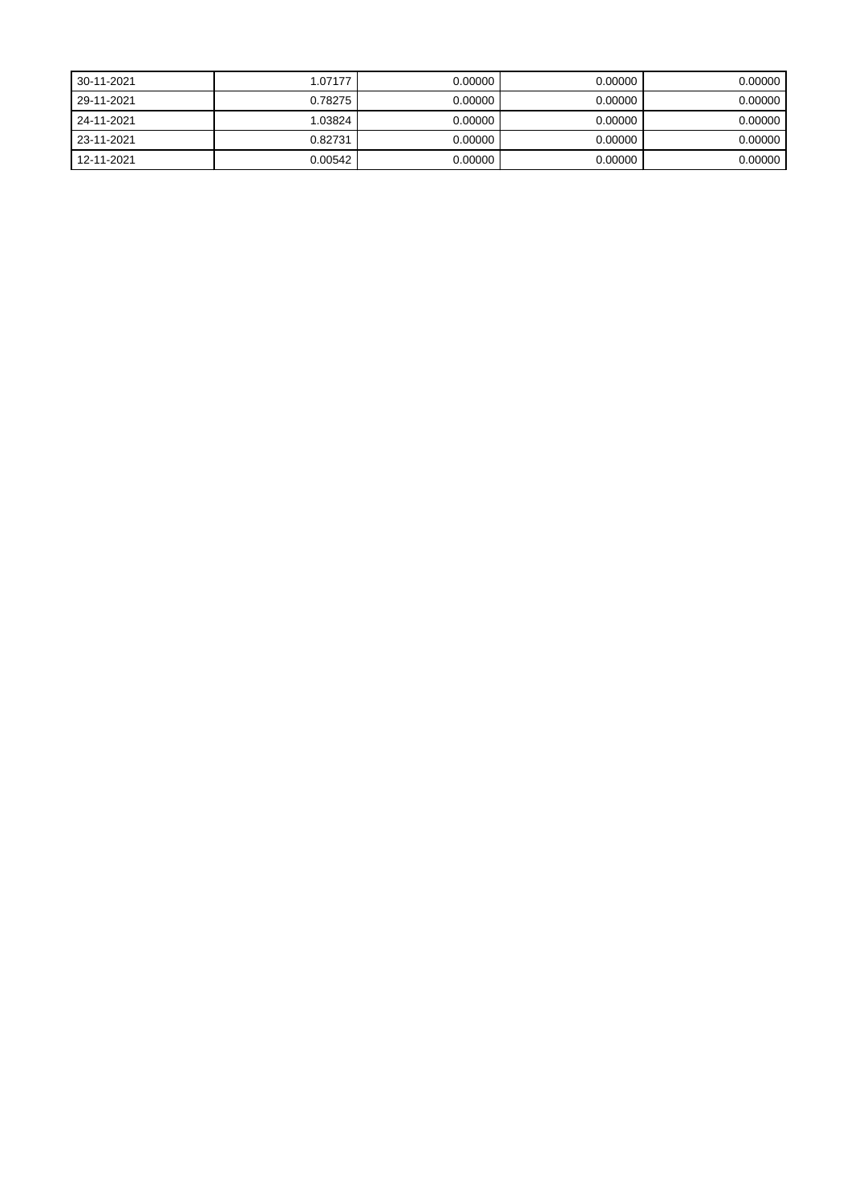| | | | | |
|---|---|---|---|---|
| 30-11-2021 | 1.07177 | 0.00000 | 0.00000 | 0.00000 |
| 29-11-2021 | 0.78275 | 0.00000 | 0.00000 | 0.00000 |
| 24-11-2021 | 1.03824 | 0.00000 | 0.00000 | 0.00000 |
| 23-11-2021 | 0.82731 | 0.00000 | 0.00000 | 0.00000 |
| 12-11-2021 | 0.00542 | 0.00000 | 0.00000 | 0.00000 |